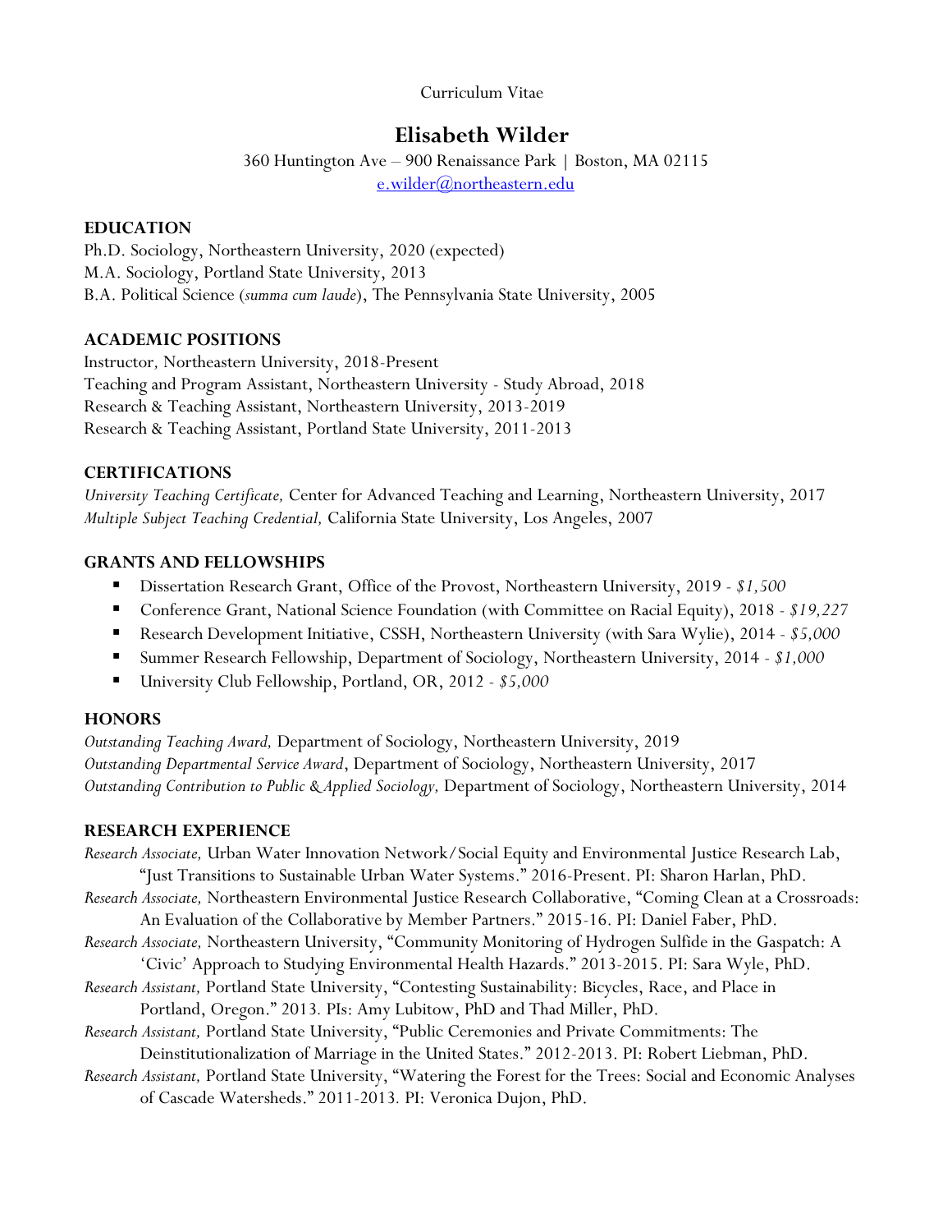Curriculum Vitae

# Elisabeth Wilder

360 Huntington Ave – 900 Renaissance Park | Boston, MA 02115
e.wilder@northeastern.edu

## EDUCATION

Ph.D. Sociology, Northeastern University, 2020 (expected)
M.A. Sociology, Portland State University, 2013
B.A. Political Science (*summa cum laude*), The Pennsylvania State University, 2005

## ACADEMIC POSITIONS

Instructor, Northeastern University, 2018-Present
Teaching and Program Assistant, Northeastern University - Study Abroad, 2018
Research & Teaching Assistant, Northeastern University, 2013-2019
Research & Teaching Assistant, Portland State University, 2011-2013

## CERTIFICATIONS

*University Teaching Certificate,* Center for Advanced Teaching and Learning, Northeastern University, 2017
*Multiple Subject Teaching Credential,* California State University, Los Angeles, 2007

## GRANTS AND FELLOWSHIPS

- Dissertation Research Grant, Office of the Provost, Northeastern University, 2019 - *$1,500*
- Conference Grant, National Science Foundation (with Committee on Racial Equity), 2018 - *$19,227*
- Research Development Initiative, CSSH, Northeastern University (with Sara Wylie), 2014 - *$5,000*
- Summer Research Fellowship, Department of Sociology, Northeastern University, 2014 - *$1,000*
- University Club Fellowship, Portland, OR, 2012 - *$5,000*

## HONORS

*Outstanding Teaching Award,* Department of Sociology, Northeastern University, 2019
*Outstanding Departmental Service Award*, Department of Sociology, Northeastern University, 2017
*Outstanding Contribution to Public & Applied Sociology,* Department of Sociology, Northeastern University, 2014

## RESEARCH EXPERIENCE

*Research Associate,* Urban Water Innovation Network/Social Equity and Environmental Justice Research Lab, "Just Transitions to Sustainable Urban Water Systems." 2016-Present. PI: Sharon Harlan, PhD.

*Research Associate,* Northeastern Environmental Justice Research Collaborative, "Coming Clean at a Crossroads: An Evaluation of the Collaborative by Member Partners." 2015-16. PI: Daniel Faber, PhD.

*Research Associate,* Northeastern University, "Community Monitoring of Hydrogen Sulfide in the Gaspatch: A 'Civic' Approach to Studying Environmental Health Hazards." 2013-2015. PI: Sara Wyle, PhD.

*Research Assistant,* Portland State University, "Contesting Sustainability: Bicycles, Race, and Place in Portland, Oregon." 2013. PIs: Amy Lubitow, PhD and Thad Miller, PhD.

*Research Assistant,* Portland State University, "Public Ceremonies and Private Commitments: The Deinstitutionalization of Marriage in the United States." 2012-2013. PI: Robert Liebman, PhD.

*Research Assistant,* Portland State University, "Watering the Forest for the Trees: Social and Economic Analyses of Cascade Watersheds." 2011-2013. PI: Veronica Dujon, PhD.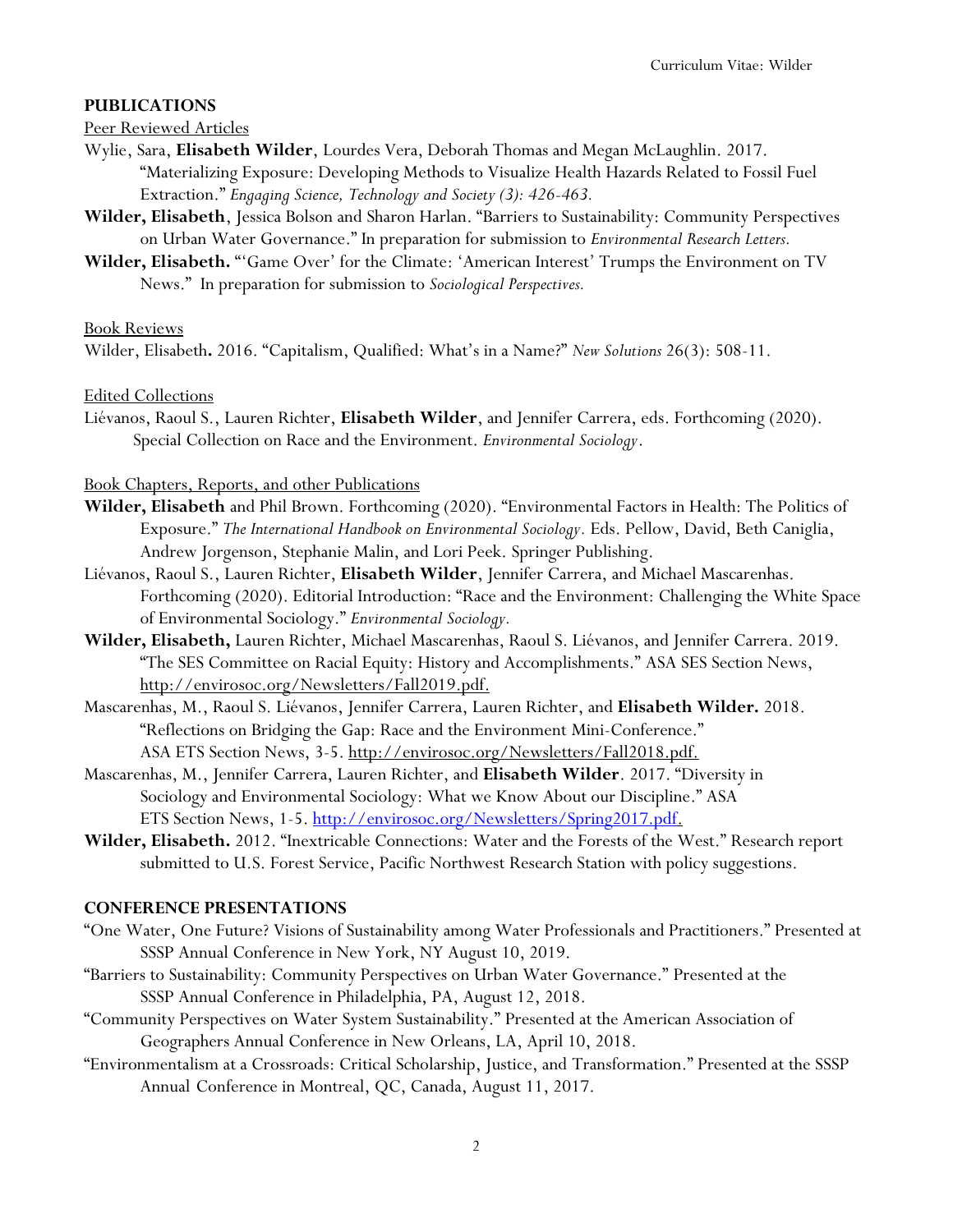## PUBLICATIONS

Peer Reviewed Articles

Wylie, Sara, **Elisabeth Wilder**, Lourdes Vera, Deborah Thomas and Megan McLaughlin. 2017. "Materializing Exposure: Developing Methods to Visualize Health Hazards Related to Fossil Fuel Extraction." *Engaging Science, Technology and Society (3): 426-463.*

**Wilder, Elisabeth**, Jessica Bolson and Sharon Harlan. "Barriers to Sustainability: Community Perspectives on Urban Water Governance." In preparation for submission to *Environmental Research Letters.*

**Wilder, Elisabeth.** "'Game Over' for the Climate: 'American Interest' Trumps the Environment on TV News." In preparation for submission to *Sociological Perspectives.*

Book Reviews

Wilder, Elisabeth**.** 2016. "Capitalism, Qualified: What's in a Name?" *New Solutions* 26(3): 508-11.

Edited Collections

Liévanos, Raoul S., Lauren Richter, **Elisabeth Wilder**, and Jennifer Carrera, eds. Forthcoming (2020). Special Collection on Race and the Environment. *Environmental Sociology*.

Book Chapters, Reports, and other Publications

**Wilder, Elisabeth** and Phil Brown. Forthcoming (2020). "Environmental Factors in Health: The Politics of Exposure." *The International Handbook on Environmental Sociology*. Eds. Pellow, David, Beth Caniglia, Andrew Jorgenson, Stephanie Malin, and Lori Peek. Springer Publishing.

Liévanos, Raoul S., Lauren Richter, **Elisabeth Wilder**, Jennifer Carrera, and Michael Mascarenhas. Forthcoming (2020). Editorial Introduction: "Race and the Environment: Challenging the White Space of Environmental Sociology." *Environmental Sociology.*

**Wilder, Elisabeth,** Lauren Richter, Michael Mascarenhas, Raoul S. Liévanos, and Jennifer Carrera. 2019. "The SES Committee on Racial Equity: History and Accomplishments." ASA SES Section News, http://envirosoc.org/Newsletters/Fall2019.pdf.

Mascarenhas, M., Raoul S. Liévanos, Jennifer Carrera, Lauren Richter, and **Elisabeth Wilder.** 2018. "Reflections on Bridging the Gap: Race and the Environment Mini-Conference." ASA ETS Section News, 3-5. http://envirosoc.org/Newsletters/Fall2018.pdf.

Mascarenhas, M., Jennifer Carrera, Lauren Richter, and **Elisabeth Wilder**. 2017. "Diversity in Sociology and Environmental Sociology: What we Know About our Discipline." ASA ETS Section News, 1-5. http://envirosoc.org/Newsletters/Spring2017.pdf.

**Wilder, Elisabeth.** 2012. "Inextricable Connections: Water and the Forests of the West." Research report submitted to U.S. Forest Service, Pacific Northwest Research Station with policy suggestions.

## CONFERENCE PRESENTATIONS

"One Water, One Future? Visions of Sustainability among Water Professionals and Practitioners." Presented at SSSP Annual Conference in New York, NY August 10, 2019.

"Barriers to Sustainability: Community Perspectives on Urban Water Governance." Presented at the SSSP Annual Conference in Philadelphia, PA, August 12, 2018.

"Community Perspectives on Water System Sustainability." Presented at the American Association of Geographers Annual Conference in New Orleans, LA, April 10, 2018.

"Environmentalism at a Crossroads: Critical Scholarship, Justice, and Transformation." Presented at the SSSP Annual Conference in Montreal, QC, Canada, August 11, 2017.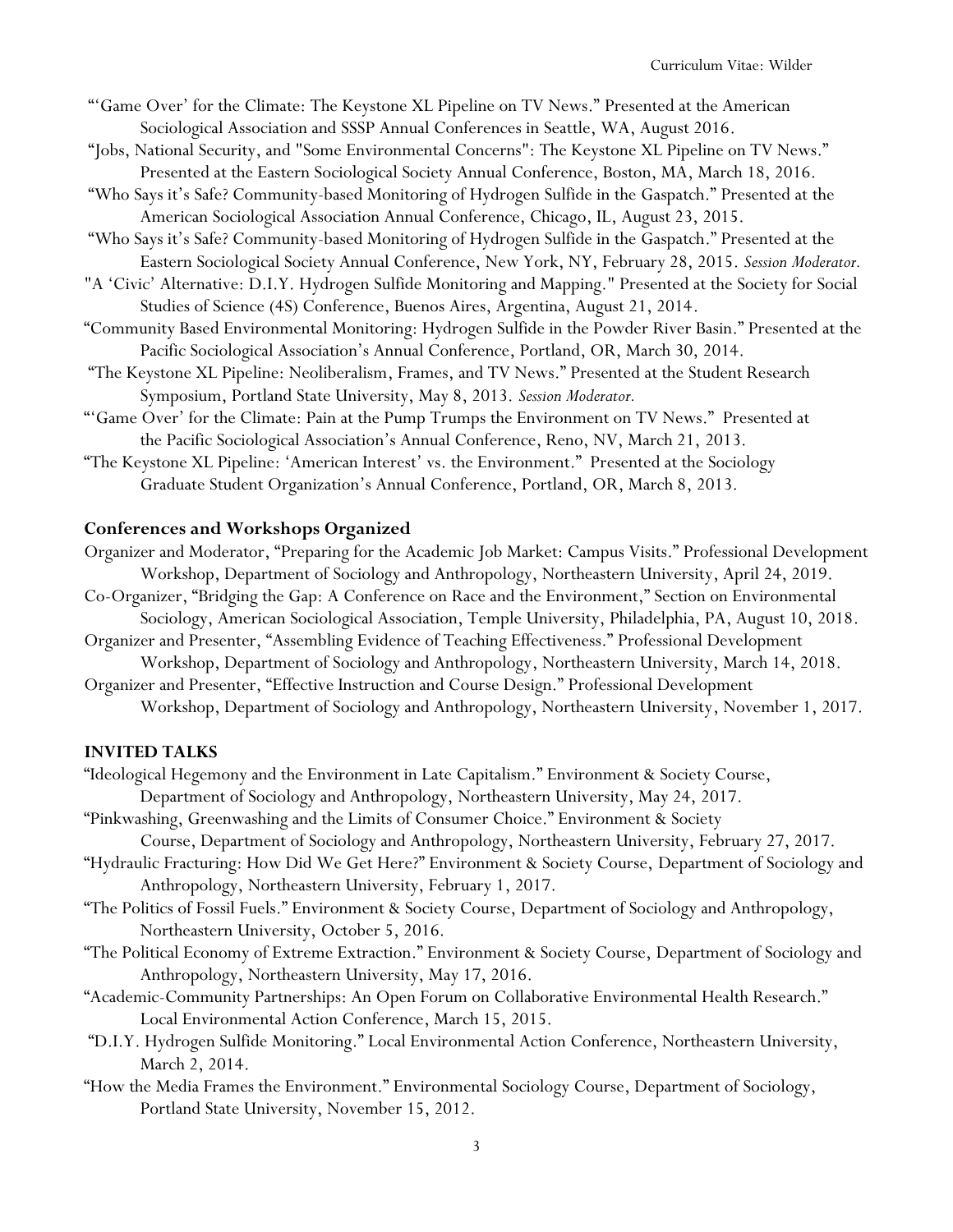"'Game Over' for the Climate: The Keystone XL Pipeline on TV News." Presented at the American Sociological Association and SSSP Annual Conferences in Seattle, WA, August 2016.

"Jobs, National Security, and "Some Environmental Concerns": The Keystone XL Pipeline on TV News." Presented at the Eastern Sociological Society Annual Conference, Boston, MA, March 18, 2016.

"Who Says it's Safe? Community-based Monitoring of Hydrogen Sulfide in the Gaspatch." Presented at the American Sociological Association Annual Conference, Chicago, IL, August 23, 2015.

"Who Says it's Safe? Community-based Monitoring of Hydrogen Sulfide in the Gaspatch." Presented at the Eastern Sociological Society Annual Conference, New York, NY, February 28, 2015. *Session Moderator.*

"A 'Civic' Alternative: D.I.Y. Hydrogen Sulfide Monitoring and Mapping." Presented at the Society for Social Studies of Science (4S) Conference, Buenos Aires, Argentina, August 21, 2014.

"Community Based Environmental Monitoring: Hydrogen Sulfide in the Powder River Basin." Presented at the Pacific Sociological Association's Annual Conference, Portland, OR, March 30, 2014.

"The Keystone XL Pipeline: Neoliberalism, Frames, and TV News." Presented at the Student Research Symposium, Portland State University, May 8, 2013. *Session Moderator.*

"'Game Over' for the Climate: Pain at the Pump Trumps the Environment on TV News." Presented at the Pacific Sociological Association's Annual Conference, Reno, NV, March 21, 2013.

"The Keystone XL Pipeline: 'American Interest' vs. the Environment." Presented at the Sociology Graduate Student Organization's Annual Conference, Portland, OR, March 8, 2013.

## Conferences and Workshops Organized

Organizer and Moderator, "Preparing for the Academic Job Market: Campus Visits." Professional Development Workshop, Department of Sociology and Anthropology, Northeastern University, April 24, 2019.

Co-Organizer, "Bridging the Gap: A Conference on Race and the Environment," Section on Environmental Sociology, American Sociological Association, Temple University, Philadelphia, PA, August 10, 2018.

Organizer and Presenter, "Assembling Evidence of Teaching Effectiveness." Professional Development Workshop, Department of Sociology and Anthropology, Northeastern University, March 14, 2018.

Organizer and Presenter, "Effective Instruction and Course Design." Professional Development Workshop, Department of Sociology and Anthropology, Northeastern University, November 1, 2017.

## INVITED TALKS

"Ideological Hegemony and the Environment in Late Capitalism." Environment & Society Course, Department of Sociology and Anthropology, Northeastern University, May 24, 2017.

"Pinkwashing, Greenwashing and the Limits of Consumer Choice." Environment & Society Course, Department of Sociology and Anthropology, Northeastern University, February 27, 2017.

"Hydraulic Fracturing: How Did We Get Here?" Environment & Society Course, Department of Sociology and Anthropology, Northeastern University, February 1, 2017.

"The Politics of Fossil Fuels." Environment & Society Course, Department of Sociology and Anthropology, Northeastern University, October 5, 2016.

"The Political Economy of Extreme Extraction." Environment & Society Course, Department of Sociology and Anthropology, Northeastern University, May 17, 2016.

"Academic-Community Partnerships: An Open Forum on Collaborative Environmental Health Research." Local Environmental Action Conference, March 15, 2015.

"D.I.Y. Hydrogen Sulfide Monitoring." Local Environmental Action Conference, Northeastern University, March 2, 2014.

"How the Media Frames the Environment." Environmental Sociology Course, Department of Sociology, Portland State University, November 15, 2012.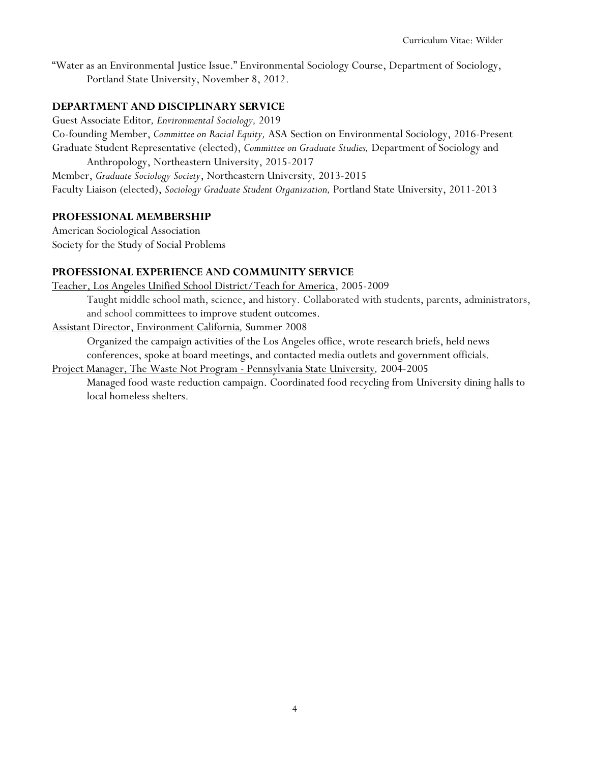"Water as an Environmental Justice Issue." Environmental Sociology Course, Department of Sociology, Portland State University, November 8, 2012.

## DEPARTMENT AND DISCIPLINARY SERVICE

Guest Associate Editor*, Environmental Sociology,* 2019
Co-founding Member, *Committee on Racial Equity,* ASA Section on Environmental Sociology, 2016-Present
Graduate Student Representative (elected), *Committee on Graduate Studies,* Department of Sociology and Anthropology, Northeastern University, 2015-2017
Member, *Graduate Sociology Society*, Northeastern University*,* 2013-2015
Faculty Liaison (elected), *Sociology Graduate Student Organization,* Portland State University, 2011-2013

## PROFESSIONAL MEMBERSHIP

American Sociological Association
Society for the Study of Social Problems

## PROFESSIONAL EXPERIENCE AND COMMUNITY SERVICE

<u>Teacher, Los Angeles Unified School District/Teach for America</u>, 2005-2009

Taught middle school math, science, and history. Collaborated with students, parents, administrators, and school committees to improve student outcomes.

<u>Assistant Director, Environment California</u>*,* Summer 2008

Organized the campaign activities of the Los Angeles office, wrote research briefs, held news conferences, spoke at board meetings, and contacted media outlets and government officials.

<u>Project Manager, The Waste Not Program - Pennsylvania State University</u>*,* 2004-2005

Managed food waste reduction campaign. Coordinated food recycling from University dining halls to local homeless shelters.